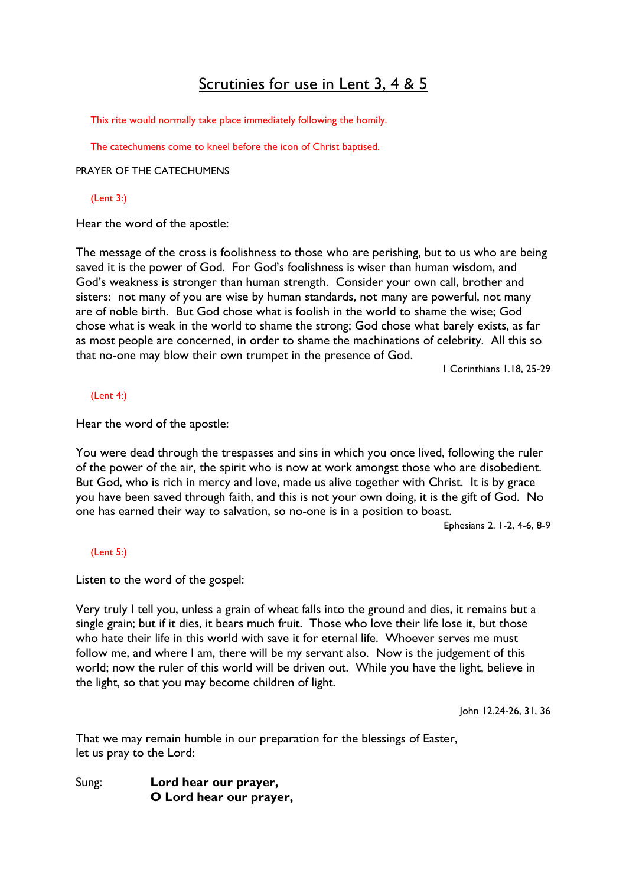# Scrutinies for use in Lent 3, 4 & 5

*This rite would normally take place immediately following the homily.*

*The catechumens come to kneel before the icon of Christ baptised.*

PRAYER OF THE CATECHUMENS

*(Lent 3:)*

Hear the word of the apostle:

The message of the cross is foolishness to those who are perishing, but to us who are being saved it is the power of God. For God's foolishness is wiser than human wisdom, and God's weakness is stronger than human strength. Consider your own call, brother and sisters: not many of you are wise by human standards, not many are powerful, not many are of noble birth. But God chose what is foolish in the world to shame the wise; God chose what is weak in the world to shame the strong; God chose what barely exists, as far as most people are concerned, in order to shame the machinations of celebrity. All this so that no-one may blow their own trumpet in the presence of God.

I Corinthians 1.18, 25-29

*(Lent 4:)*

Hear the word of the apostle:

You were dead through the trespasses and sins in which you once lived, following the ruler of the power of the air, the spirit who is now at work amongst those who are disobedient. But God, who is rich in mercy and love, made us alive together with Christ. It is by grace you have been saved through faith, and this is not your own doing, it is the gift of God. No one has earned their way to salvation, so no-one is in a position to boast.

Ephesians 2. 1-2, 4-6, 8-9

*(Lent 5:)*

Listen to the word of the gospel:

Very truly I tell you, unless a grain of wheat falls into the ground and dies, it remains but a single grain; but if it dies, it bears much fruit. Those who love their life lose it, but those who hate their life in this world with save it for eternal life. Whoever serves me must follow me, and where I am, there will be my servant also. Now is the judgement of this world; now the ruler of this world will be driven out. While you have the light, believe in the light, so that you may become children of light.

John 12.24-26, 31, 36

That we may remain humble in our preparation for the blessings of Easter,
let us pray to the Lord:

Sung: **Lord hear our prayer,**
**O Lord hear our prayer,**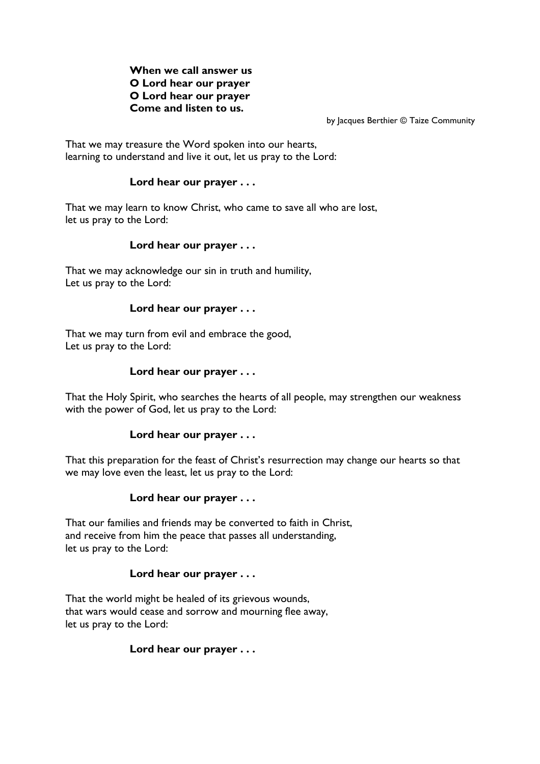**When we call answer us**
**O Lord hear our prayer**
**O Lord hear our prayer**
**Come and listen to us.**

by Jacques Berthier © Taize Community

That we may treasure the Word spoken into our hearts,
learning to understand and live it out, let us pray to the Lord:

**Lord hear our prayer . . .**

That we may learn to know Christ, who came to save all who are lost,
let us pray to the Lord:

**Lord hear our prayer . . .**

That we may acknowledge our sin in truth and humility,
Let us pray to the Lord:

**Lord hear our prayer . . .**

That we may turn from evil and embrace the good,
Let us pray to the Lord:

**Lord hear our prayer . . .**

That the Holy Spirit, who searches the hearts of all people, may strengthen our weakness with the power of God, let us pray to the Lord:

**Lord hear our prayer . . .**

That this preparation for the feast of Christ's resurrection may change our hearts so that we may love even the least, let us pray to the Lord:

**Lord hear our prayer . . .**

That our families and friends may be converted to faith in Christ,
and receive from him the peace that passes all understanding,
let us pray to the Lord:

**Lord hear our prayer . . .**

That the world might be healed of its grievous wounds,
that wars would cease and sorrow and mourning flee away,
let us pray to the Lord:

**Lord hear our prayer . . .**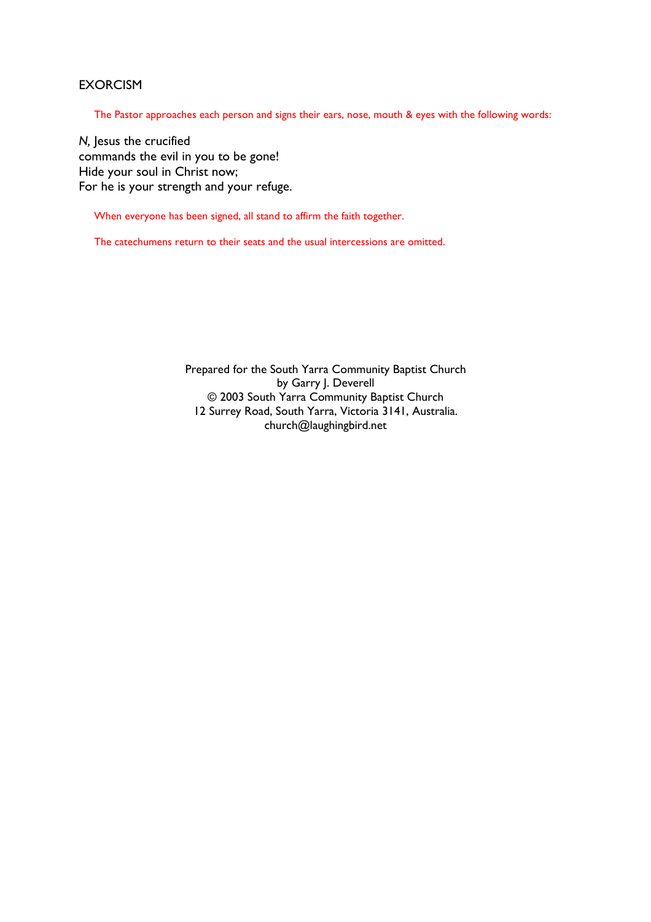## EXORCISM

The Pastor approaches each person and signs their ears, nose, mouth & eyes with the following words:

*N,* Jesus the crucified
commands the evil in you to be gone!
Hide your soul in Christ now;
For he is your strength and your refuge.

When everyone has been signed, all stand to affirm the faith together.

The catechumens return to their seats and the usual intercessions are omitted.

Prepared for the South Yarra Community Baptist Church
by Garry J. Deverell
© 2003 South Yarra Community Baptist Church
12 Surrey Road, South Yarra, Victoria 3141, Australia.
church@laughingbird.net